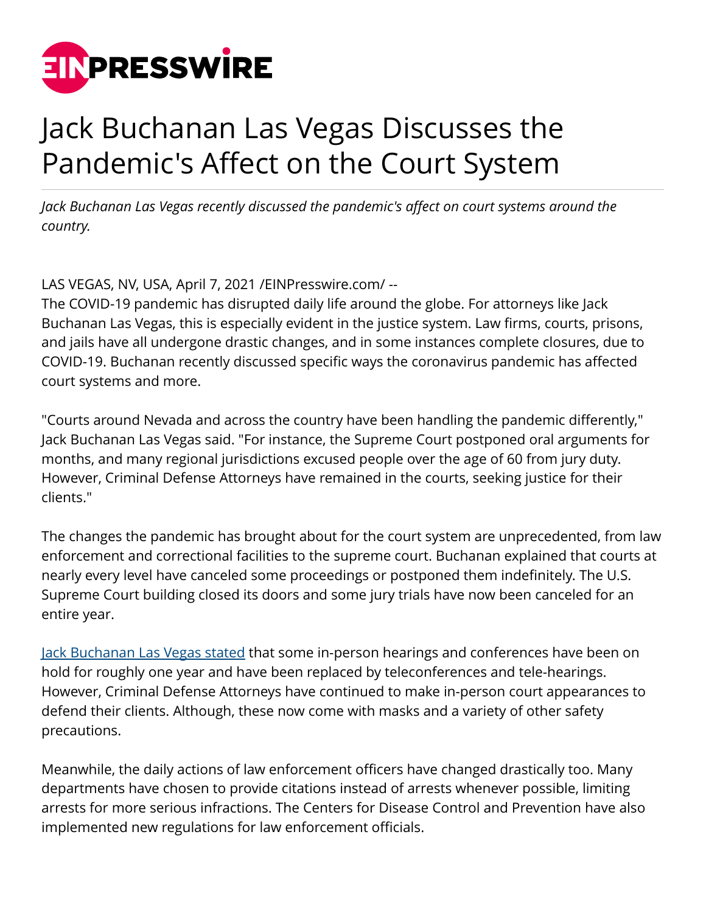# Jack Buchanan Las Vegas Discusses the Pandemic's Affect on the Court System

*Jack Buchanan Las Vegas recently discussed the pandemic's affect on court systems around the country.*

LAS VEGAS, NV, USA, April 7, 2021 /EINPresswire.com/ --
The COVID-19 pandemic has disrupted daily life around the globe. For attorneys like Jack Buchanan Las Vegas, this is especially evident in the justice system. Law firms, courts, prisons, and jails have all undergone drastic changes, and in some instances complete closures, due to COVID-19. Buchanan recently discussed specific ways the coronavirus pandemic has affected court systems and more.

"Courts around Nevada and across the country have been handling the pandemic differently," Jack Buchanan Las Vegas said. "For instance, the Supreme Court postponed oral arguments for months, and many regional jurisdictions excused people over the age of 60 from jury duty. However, Criminal Defense Attorneys have remained in the courts, seeking justice for their clients."

The changes the pandemic has brought about for the court system are unprecedented, from law enforcement and correctional facilities to the supreme court. Buchanan explained that courts at nearly every level have canceled some proceedings or postponed them indefinitely. The U.S. Supreme Court building closed its doors and some jury trials have now been canceled for an entire year.

Jack Buchanan Las Vegas stated that some in-person hearings and conferences have been on hold for roughly one year and have been replaced by teleconferences and tele-hearings. However, Criminal Defense Attorneys have continued to make in-person court appearances to defend their clients. Although, these now come with masks and a variety of other safety precautions.

Meanwhile, the daily actions of law enforcement officers have changed drastically too. Many departments have chosen to provide citations instead of arrests whenever possible, limiting arrests for more serious infractions. The Centers for Disease Control and Prevention have also implemented new regulations for law enforcement officials.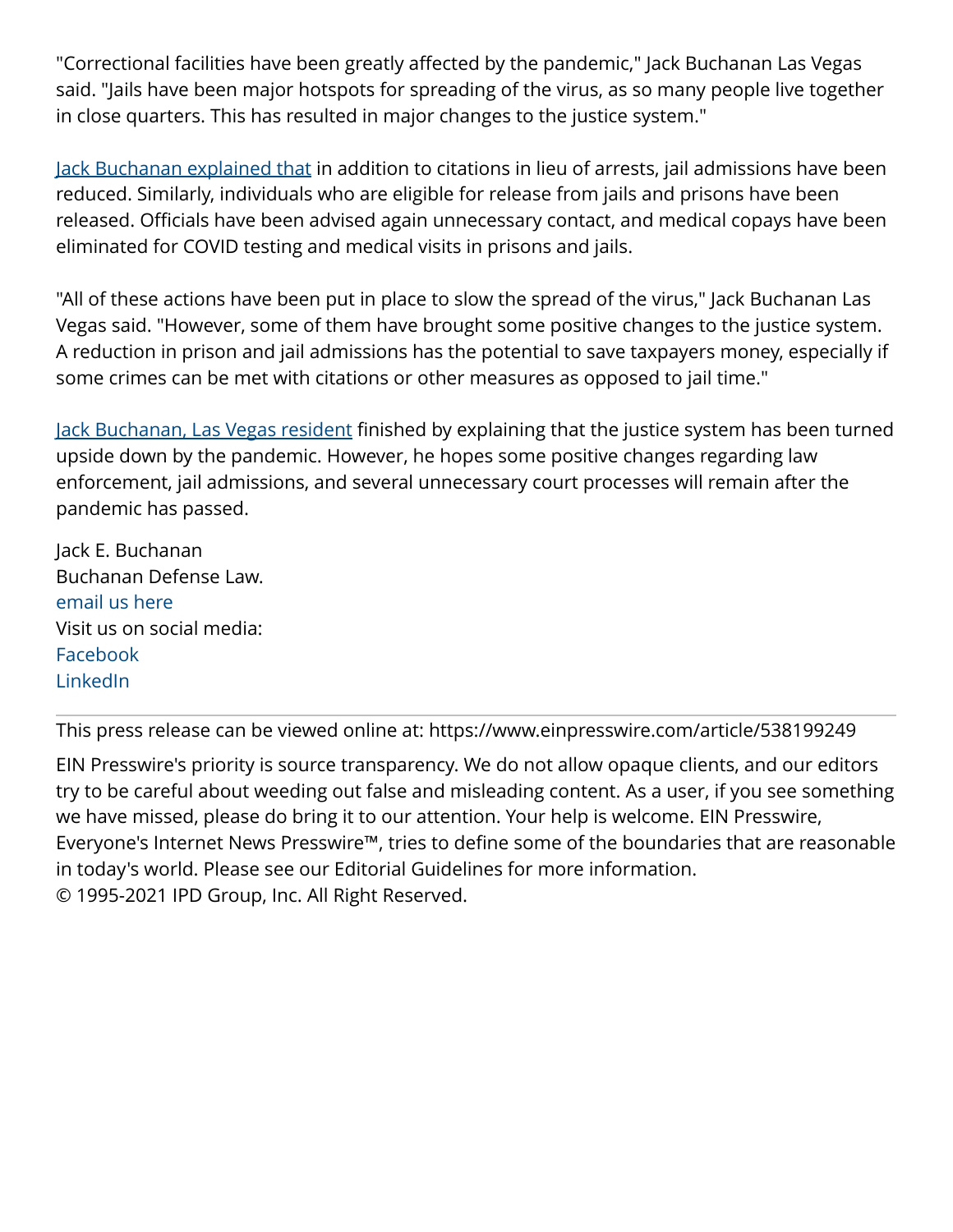"Correctional facilities have been greatly affected by the pandemic," Jack Buchanan Las Vegas said. "Jails have been major hotspots for spreading of the virus, as so many people live together in close quarters. This has resulted in major changes to the justice system."

Jack Buchanan explained that in addition to citations in lieu of arrests, jail admissions have been reduced. Similarly, individuals who are eligible for release from jails and prisons have been released. Officials have been advised again unnecessary contact, and medical copays have been eliminated for COVID testing and medical visits in prisons and jails.

"All of these actions have been put in place to slow the spread of the virus," Jack Buchanan Las Vegas said. "However, some of them have brought some positive changes to the justice system. A reduction in prison and jail admissions has the potential to save taxpayers money, especially if some crimes can be met with citations or other measures as opposed to jail time."

Jack Buchanan, Las Vegas resident finished by explaining that the justice system has been turned upside down by the pandemic. However, he hopes some positive changes regarding law enforcement, jail admissions, and several unnecessary court processes will remain after the pandemic has passed.

Jack E. Buchanan
Buchanan Defense Law.
email us here
Visit us on social media:
Facebook
LinkedIn

---

This press release can be viewed online at: https://www.einpresswire.com/article/538199249

EIN Presswire's priority is source transparency. We do not allow opaque clients, and our editors try to be careful about weeding out false and misleading content. As a user, if you see something we have missed, please do bring it to our attention. Your help is welcome. EIN Presswire, Everyone's Internet News Presswire™, tries to define some of the boundaries that are reasonable in today's world. Please see our Editorial Guidelines for more information.
© 1995-2021 IPD Group, Inc. All Right Reserved.